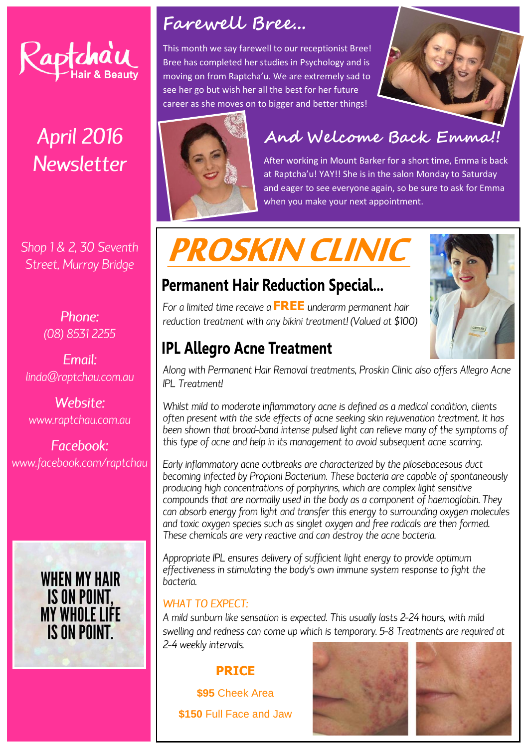# Raptcha'u Hair & Beauty

## April 2016 Newsletter

Shop 1 & 2, 30 Seventh Street, Murray Bridge

Phone:
(08) 8531 2255

Email:
linda@raptchau.com.au

Website:
www.raptchau.com.au

Facebook:
www.facebook.com/raptchau

WHEN MY HAIR IS ON POINT, MY WHOLE LIFE IS ON POINT.

## Farewell Bree...

This month we say farewell to our receptionist Bree! Bree has completed her studies in Psychology and is moving on from Raptcha'u. We are extremely sad to see her go but wish her all the best for her future career as she moves on to bigger and better things!

## And Welcome Back Emma!!

After working in Mount Barker for a short time, Emma is back at Raptcha'u! YAY!! She is in the salon Monday to Saturday and eager to see everyone again, so be sure to ask for Emma when you make your next appointment.

# PROSKIN CLINIC

## Permanent Hair Reduction Special...

*For a limited time receive a* **FREE** *underarm permanent hair reduction treatment with any bikini treatment! (Valued at $100)*

## IPL Allegro Acne Treatment

*Along with Permanent Hair Removal treatments, Proskin Clinic also offers Allegro Acne IPL Treatment!*

*Whilst mild to moderate inflammatory acne is defined as a medical condition, clients often present with the side effects of acne seeking skin rejuvenation treatment. It has been shown that broad-band intense pulsed light can relieve many of the symptoms of this type of acne and help in its management to avoid subsequent acne scarring.*

*Early inflammatory acne outbreaks are characterized by the pilosebacesous duct becoming infected by Propioni Bacterium. These bacteria are capable of spontaneously producing high concentrations of porphyrins, which are complex light sensitive compounds that are normally used in the body as a component of haemoglobin. They can absorb energy from light and transfer this energy to surrounding oxygen molecules and toxic oxygen species such as singlet oxygen and free radicals are then formed. These chemicals are very reactive and can destroy the acne bacteria.*

*Appropriate IPL ensures delivery of sufficient light energy to provide optimum effectiveness in stimulating the body's own immune system response to fight the bacteria.*

*WHAT TO EXPECT:*

*A mild sunburn like sensation is expected. This usually lasts 2-24 hours, with mild swelling and redness can come up which is temporary. 5-8 Treatments are required at 2-4 weekly intervals.*

**PRICE**

**$95** Cheek Area

**$150** Full Face and Jaw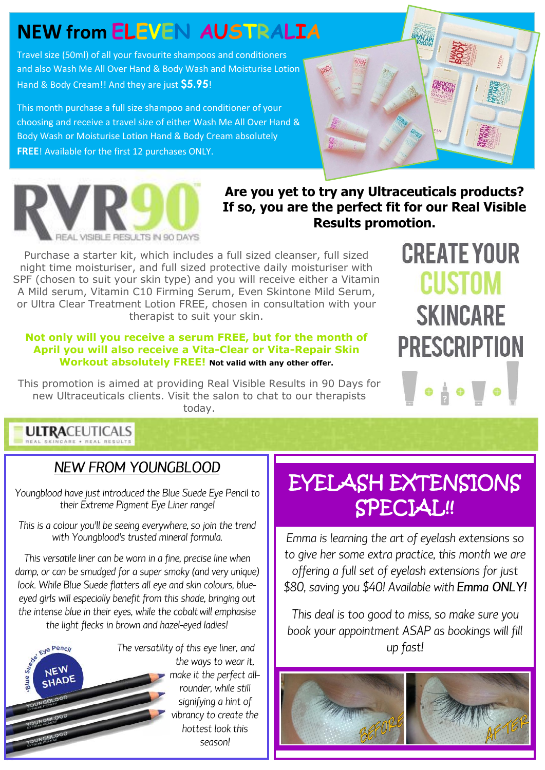# NEW from ELEVEN AUSTRALIA

Travel size (50ml) of all your favourite shampoos and conditioners and also Wash Me All Over Hand & Body Wash and Moisturise Lotion Hand & Body Cream!! And they are just **$5.95**!

This month purchase a full size shampoo and conditioner of your choosing and receive a travel size of either Wash Me All Over Hand & Body Wash or Moisturise Lotion Hand & Body Cream absolutely **FREE**! Available for the first 12 purchases ONLY.

RVR90™ REAL VISIBLE RESULTS IN 90 DAYS

## Are you yet to try any Ultraceuticals products? If so, you are the perfect fit for our Real Visible Results promotion.

Purchase a starter kit, which includes a full sized cleanser, full sized night time moisturiser, and full sized protective daily moisturiser with SPF (chosen to suit your skin type) and you will receive either a Vitamin A Mild serum, Vitamin C10 Firming Serum, Even Skintone Mild Serum, or Ultra Clear Treatment Lotion FREE, chosen in consultation with your therapist to suit your skin.

**Not only will you receive a serum FREE, but for the month of April you will also receive a Vita-Clear or Vita-Repair Skin Workout absolutely FREE!** **Not valid with any other offer.**

This promotion is aimed at providing Real Visible Results in 90 Days for new Ultraceuticals clients. Visit the salon to chat to our therapists today.

CREATE YOUR CUSTOM SKINCARE PRESCRIPTION

ULTRACEUTICALS REAL SKINCARE • REAL RESULTS

## *NEW FROM YOUNGBLOOD*

*Youngblood have just introduced the Blue Suede Eye Pencil to their Extreme Pigment Eye Liner range!*

*This is a colour you'll be seeing everywhere, so join the trend with Youngblood's trusted mineral formula.*

*This versatile liner can be worn in a fine, precise line when damp, or can be smudged for a super smoky (and very unique) look. While Blue Suede flatters all eye and skin colours, blue-eyed girls will especially benefit from this shade, bringing out the intense blue in their eyes, while the cobalt will emphasise the light flecks in brown and hazel-eyed ladies!*

*The versatility of this eye liner, and the ways to wear it, make it the perfect all-rounder, while still signifying a hint of vibrancy to create the hottest look this season!*

## EYELASH EXTENSIONS SPECIAL!!

*Emma is learning the art of eyelash extensions so to give her some extra practice, this month we are offering a full set of eyelash extensions for just $80, saving you $40! Available with **Emma ONLY!***

*This deal is too good to miss, so make sure you book your appointment ASAP as bookings will fill up fast!*